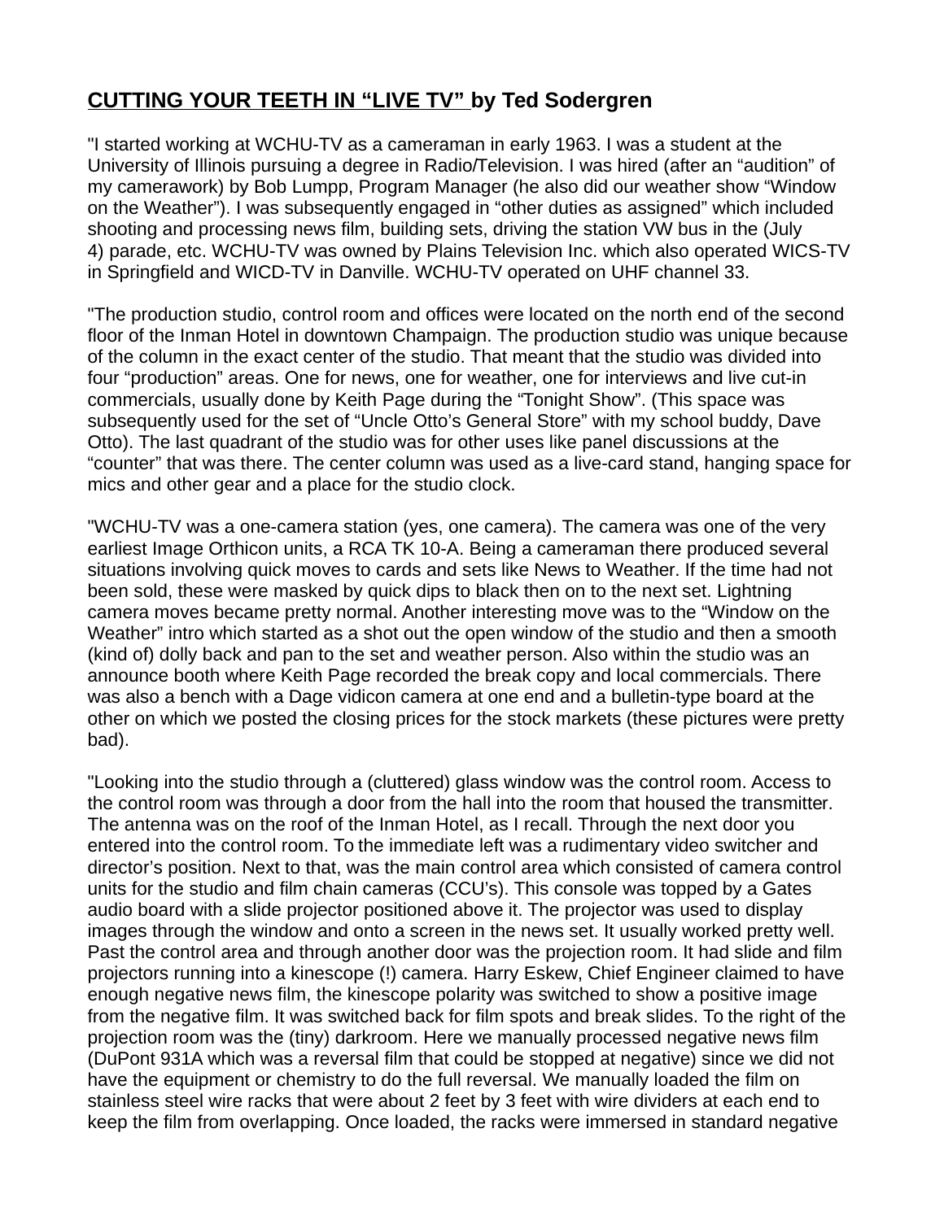## **CUTTING YOUR TEETH IN "LIVE TV" by Ted Sodergren**

"I started working at WCHU-TV as a cameraman in early 1963. I was a student at the University of Illinois pursuing a degree in Radio/Television. I was hired (after an "audition" of my camerawork) by Bob Lumpp, Program Manager (he also did our weather show "Window on the Weather"). I was subsequently engaged in "other duties as assigned" which included shooting and processing news film, building sets, driving the station VW bus in the (July 4) parade, etc. WCHU-TV was owned by Plains Television Inc. which also operated WICS-TV in Springfield and WICD-TV in Danville. WCHU-TV operated on UHF channel 33.

"The production studio, control room and offices were located on the north end of the second floor of the Inman Hotel in downtown Champaign. The production studio was unique because of the column in the exact center of the studio. That meant that the studio was divided into four "production" areas. One for news, one for weather, one for interviews and live cut-in commercials, usually done by Keith Page during the "Tonight Show". (This space was subsequently used for the set of "Uncle Otto's General Store" with my school buddy, Dave Otto). The last quadrant of the studio was for other uses like panel discussions at the "counter" that was there. The center column was used as a live-card stand, hanging space for mics and other gear and a place for the studio clock.

"WCHU-TV was a one-camera station (yes, one camera). The camera was one of the very earliest Image Orthicon units, a RCA TK 10-A. Being a cameraman there produced several situations involving quick moves to cards and sets like News to Weather. If the time had not been sold, these were masked by quick dips to black then on to the next set. Lightning camera moves became pretty normal. Another interesting move was to the "Window on the Weather" intro which started as a shot out the open window of the studio and then a smooth (kind of) dolly back and pan to the set and weather person. Also within the studio was an announce booth where Keith Page recorded the break copy and local commercials. There was also a bench with a Dage vidicon camera at one end and a bulletin-type board at the other on which we posted the closing prices for the stock markets (these pictures were pretty bad).

"Looking into the studio through a (cluttered) glass window was the control room. Access to the control room was through a door from the hall into the room that housed the transmitter. The antenna was on the roof of the Inman Hotel, as I recall. Through the next door you entered into the control room. To the immediate left was a rudimentary video switcher and director's position. Next to that, was the main control area which consisted of camera control units for the studio and film chain cameras (CCU's). This console was topped by a Gates audio board with a slide projector positioned above it. The projector was used to display images through the window and onto a screen in the news set. It usually worked pretty well. Past the control area and through another door was the projection room. It had slide and film projectors running into a kinescope (!) camera. Harry Eskew, Chief Engineer claimed to have enough negative news film, the kinescope polarity was switched to show a positive image from the negative film. It was switched back for film spots and break slides. To the right of the projection room was the (tiny) darkroom. Here we manually processed negative news film (DuPont 931A which was a reversal film that could be stopped at negative) since we did not have the equipment or chemistry to do the full reversal. We manually loaded the film on stainless steel wire racks that were about 2 feet by 3 feet with wire dividers at each end to keep the film from overlapping. Once loaded, the racks were immersed in standard negative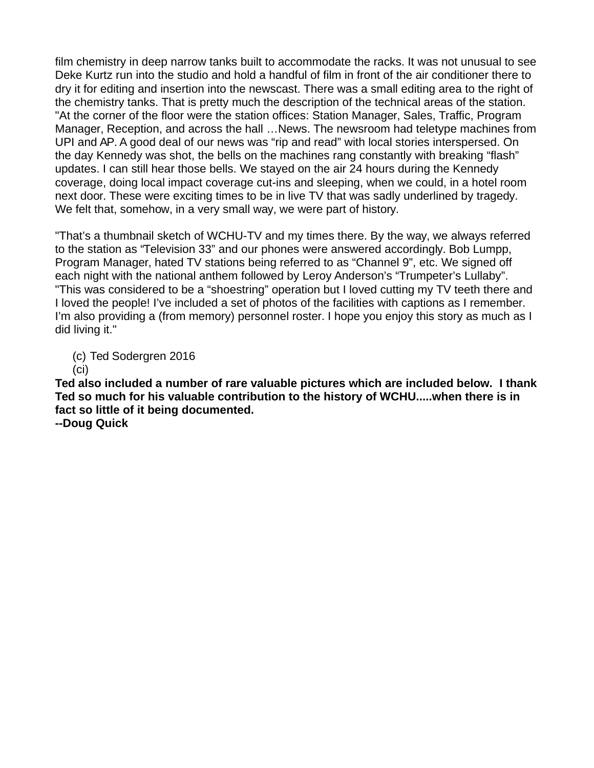film chemistry in deep narrow tanks built to accommodate the racks. It was not unusual to see Deke Kurtz run into the studio and hold a handful of film in front of the air conditioner there to dry it for editing and insertion into the newscast. There was a small editing area to the right of the chemistry tanks. That is pretty much the description of the technical areas of the station.
"At the corner of the floor were the station offices: Station Manager, Sales, Traffic, Program Manager, Reception, and across the hall …News. The newsroom had teletype machines from UPI and AP. A good deal of our news was "rip and read" with local stories interspersed. On the day Kennedy was shot, the bells on the machines rang constantly with breaking "flash" updates. I can still hear those bells. We stayed on the air 24 hours during the Kennedy coverage, doing local impact coverage cut-ins and sleeping, when we could, in a hotel room next door. These were exciting times to be in live TV that was sadly underlined by tragedy. We felt that, somehow, in a very small way, we were part of history.

"That's a thumbnail sketch of WCHU-TV and my times there. By the way, we always referred to the station as "Television 33" and our phones were answered accordingly. Bob Lumpp, Program Manager, hated TV stations being referred to as "Channel 9", etc. We signed off each night with the national anthem followed by Leroy Anderson's "Trumpeter's Lullaby".
"This was considered to be a "shoestring" operation but I loved cutting my TV teeth there and I loved the people! I've included a set of photos of the facilities with captions as I remember. I'm also providing a (from memory) personnel roster. I hope you enjoy this story as much as I did living it."

(c) Ted Sodergren 2016
(ci)

**Ted also included a number of rare valuable pictures which are included below. I thank Ted so much for his valuable contribution to the history of WCHU.....when there is in fact so little of it being documented.**
**--Doug Quick**